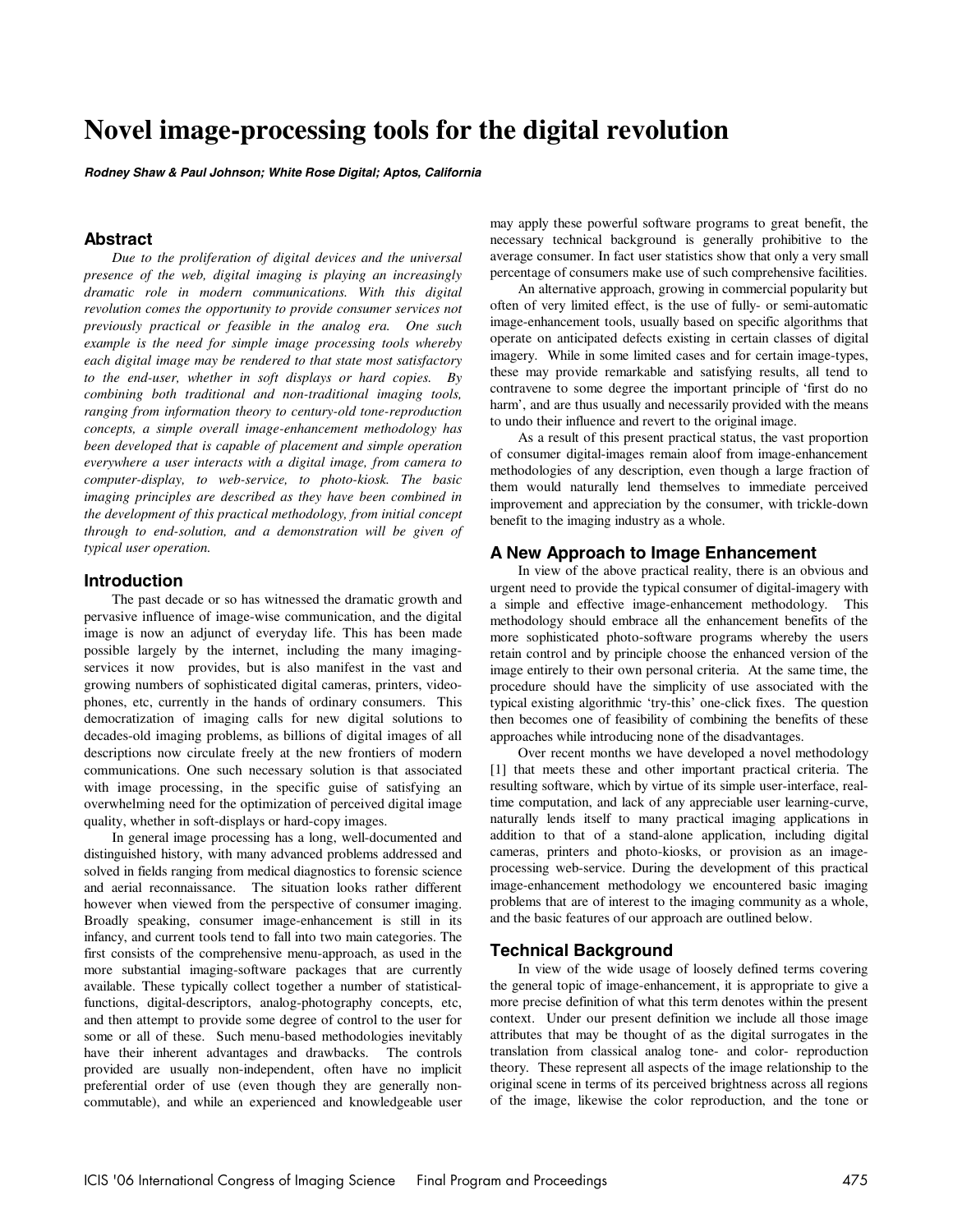# Novel image-processing tools for the digital revolution

***Rodney Shaw & Paul Johnson; White Rose Digital; Aptos, California***

## Abstract

*Due to the proliferation of digital devices and the universal presence of the web, digital imaging is playing an increasingly dramatic role in modern communications. With this digital revolution comes the opportunity to provide consumer services not previously practical or feasible in the analog era. One such example is the need for simple image processing tools whereby each digital image may be rendered to that state most satisfactory to the end-user, whether in soft displays or hard copies. By combining both traditional and non-traditional imaging tools, ranging from information theory to century-old tone-reproduction concepts, a simple overall image-enhancement methodology has been developed that is capable of placement and simple operation everywhere a user interacts with a digital image, from camera to computer-display, to web-service, to photo-kiosk. The basic imaging principles are described as they have been combined in the development of this practical methodology, from initial concept through to end-solution, and a demonstration will be given of typical user operation.*

## Introduction

The past decade or so has witnessed the dramatic growth and pervasive influence of image-wise communication, and the digital image is now an adjunct of everyday life. This has been made possible largely by the internet, including the many imaging-services it now provides, but is also manifest in the vast and growing numbers of sophisticated digital cameras, printers, video-phones, etc, currently in the hands of ordinary consumers. This democratization of imaging calls for new digital solutions to decades-old imaging problems, as billions of digital images of all descriptions now circulate freely at the new frontiers of modern communications. One such necessary solution is that associated with image processing, in the specific guise of satisfying an overwhelming need for the optimization of perceived digital image quality, whether in soft-displays or hard-copy images.

In general image processing has a long, well-documented and distinguished history, with many advanced problems addressed and solved in fields ranging from medical diagnostics to forensic science and aerial reconnaissance. The situation looks rather different however when viewed from the perspective of consumer imaging. Broadly speaking, consumer image-enhancement is still in its infancy, and current tools tend to fall into two main categories. The first consists of the comprehensive menu-approach, as used in the more substantial imaging-software packages that are currently available. These typically collect together a number of statistical-functions, digital-descriptors, analog-photography concepts, etc, and then attempt to provide some degree of control to the user for some or all of these. Such menu-based methodologies inevitably have their inherent advantages and drawbacks. The controls provided are usually non-independent, often have no implicit preferential order of use (even though they are generally non-commutable), and while an experienced and knowledgeable user may apply these powerful software programs to great benefit, the necessary technical background is generally prohibitive to the average consumer. In fact user statistics show that only a very small percentage of consumers make use of such comprehensive facilities.

An alternative approach, growing in commercial popularity but often of very limited effect, is the use of fully- or semi-automatic image-enhancement tools, usually based on specific algorithms that operate on anticipated defects existing in certain classes of digital imagery. While in some limited cases and for certain image-types, these may provide remarkable and satisfying results, all tend to contravene to some degree the important principle of 'first do no harm', and are thus usually and necessarily provided with the means to undo their influence and revert to the original image.

As a result of this present practical status, the vast proportion of consumer digital-images remain aloof from image-enhancement methodologies of any description, even though a large fraction of them would naturally lend themselves to immediate perceived improvement and appreciation by the consumer, with trickle-down benefit to the imaging industry as a whole.

## A New Approach to Image Enhancement

In view of the above practical reality, there is an obvious and urgent need to provide the typical consumer of digital-imagery with a simple and effective image-enhancement methodology. This methodology should embrace all the enhancement benefits of the more sophisticated photo-software programs whereby the users retain control and by principle choose the enhanced version of the image entirely to their own personal criteria. At the same time, the procedure should have the simplicity of use associated with the typical existing algorithmic 'try-this' one-click fixes. The question then becomes one of feasibility of combining the benefits of these approaches while introducing none of the disadvantages.

Over recent months we have developed a novel methodology [1] that meets these and other important practical criteria. The resulting software, which by virtue of its simple user-interface, real-time computation, and lack of any appreciable user learning-curve, naturally lends itself to many practical imaging applications in addition to that of a stand-alone application, including digital cameras, printers and photo-kiosks, or provision as an image-processing web-service. During the development of this practical image-enhancement methodology we encountered basic imaging problems that are of interest to the imaging community as a whole, and the basic features of our approach are outlined below.

## Technical Background

In view of the wide usage of loosely defined terms covering the general topic of image-enhancement, it is appropriate to give a more precise definition of what this term denotes within the present context. Under our present definition we include all those image attributes that may be thought of as the digital surrogates in the translation from classical analog tone- and color- reproduction theory. These represent all aspects of the image relationship to the original scene in terms of its perceived brightness across all regions of the image, likewise the color reproduction, and the tone or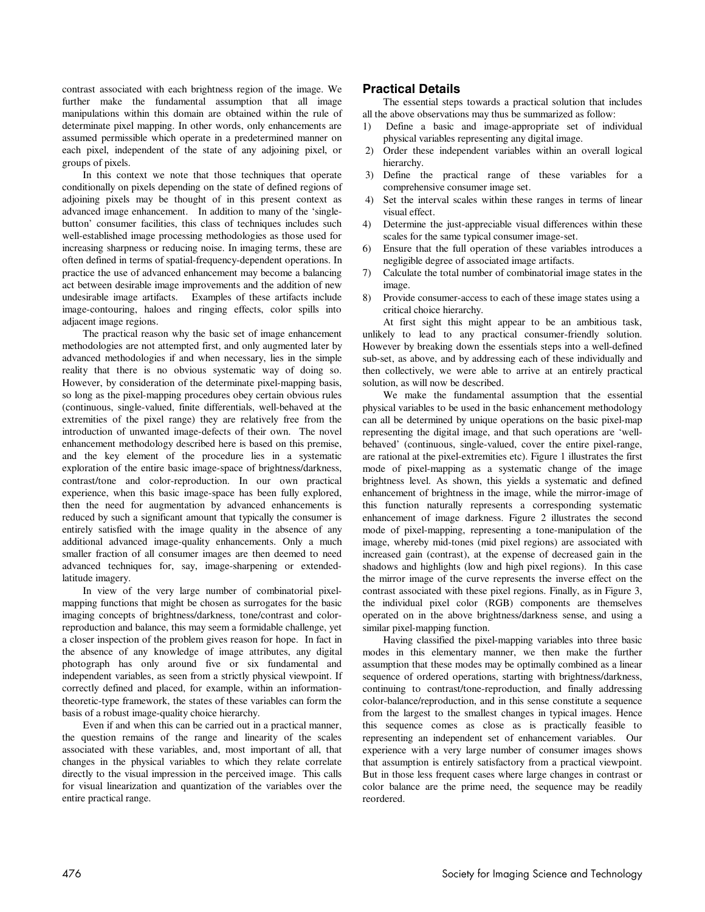contrast associated with each brightness region of the image. We further make the fundamental assumption that all image manipulations within this domain are obtained within the rule of determinate pixel mapping. In other words, only enhancements are assumed permissible which operate in a predetermined manner on each pixel, independent of the state of any adjoining pixel, or groups of pixels.

In this context we note that those techniques that operate conditionally on pixels depending on the state of defined regions of adjoining pixels may be thought of in this present context as advanced image enhancement. In addition to many of the 'single-button' consumer facilities, this class of techniques includes such well-established image processing methodologies as those used for increasing sharpness or reducing noise. In imaging terms, these are often defined in terms of spatial-frequency-dependent operations. In practice the use of advanced enhancement may become a balancing act between desirable image improvements and the addition of new undesirable image artifacts. Examples of these artifacts include image-contouring, haloes and ringing effects, color spills into adjacent image regions.

The practical reason why the basic set of image enhancement methodologies are not attempted first, and only augmented later by advanced methodologies if and when necessary, lies in the simple reality that there is no obvious systematic way of doing so. However, by consideration of the determinate pixel-mapping basis, so long as the pixel-mapping procedures obey certain obvious rules (continuous, single-valued, finite differentials, well-behaved at the extremities of the pixel range) they are relatively free from the introduction of unwanted image-defects of their own. The novel enhancement methodology described here is based on this premise, and the key element of the procedure lies in a systematic exploration of the entire basic image-space of brightness/darkness, contrast/tone and color-reproduction. In our own practical experience, when this basic image-space has been fully explored, then the need for augmentation by advanced enhancements is reduced by such a significant amount that typically the consumer is entirely satisfied with the image quality in the absence of any additional advanced image-quality enhancements. Only a much smaller fraction of all consumer images are then deemed to need advanced techniques for, say, image-sharpening or extended-latitude imagery.

In view of the very large number of combinatorial pixel-mapping functions that might be chosen as surrogates for the basic imaging concepts of brightness/darkness, tone/contrast and color-reproduction and balance, this may seem a formidable challenge, yet a closer inspection of the problem gives reason for hope. In fact in the absence of any knowledge of image attributes, any digital photograph has only around five or six fundamental and independent variables, as seen from a strictly physical viewpoint. If correctly defined and placed, for example, within an information-theoretic-type framework, the states of these variables can form the basis of a robust image-quality choice hierarchy.

Even if and when this can be carried out in a practical manner, the question remains of the range and linearity of the scales associated with these variables, and, most important of all, that changes in the physical variables to which they relate correlate directly to the visual impression in the perceived image. This calls for visual linearization and quantization of the variables over the entire practical range.

## Practical Details

The essential steps towards a practical solution that includes all the above observations may thus be summarized as follow:

1) Define a basic and image-appropriate set of individual physical variables representing any digital image.
2) Order these independent variables within an overall logical hierarchy.
3) Define the practical range of these variables for a comprehensive consumer image set.
4) Set the interval scales within these ranges in terms of linear visual effect.
4) Determine the just-appreciable visual differences within these scales for the same typical consumer image-set.
6) Ensure that the full operation of these variables introduces a negligible degree of associated image artifacts.
7) Calculate the total number of combinatorial image states in the image.
8) Provide consumer-access to each of these image states using a critical choice hierarchy.

At first sight this might appear to be an ambitious task, unlikely to lead to any practical consumer-friendly solution. However by breaking down the essentials steps into a well-defined sub-set, as above, and by addressing each of these individually and then collectively, we were able to arrive at an entirely practical solution, as will now be described.

We make the fundamental assumption that the essential physical variables to be used in the basic enhancement methodology can all be determined by unique operations on the basic pixel-map representing the digital image, and that such operations are 'well-behaved' (continuous, single-valued, cover the entire pixel-range, are rational at the pixel-extremities etc). Figure 1 illustrates the first mode of pixel-mapping as a systematic change of the image brightness level. As shown, this yields a systematic and defined enhancement of brightness in the image, while the mirror-image of this function naturally represents a corresponding systematic enhancement of image darkness. Figure 2 illustrates the second mode of pixel-mapping, representing a tone-manipulation of the image, whereby mid-tones (mid pixel regions) are associated with increased gain (contrast), at the expense of decreased gain in the shadows and highlights (low and high pixel regions). In this case the mirror image of the curve represents the inverse effect on the contrast associated with these pixel regions. Finally, as in Figure 3, the individual pixel color (RGB) components are themselves operated on in the above brightness/darkness sense, and using a similar pixel-mapping function.

Having classified the pixel-mapping variables into three basic modes in this elementary manner, we then make the further assumption that these modes may be optimally combined as a linear sequence of ordered operations, starting with brightness/darkness, continuing to contrast/tone-reproduction, and finally addressing color-balance/reproduction, and in this sense constitute a sequence from the largest to the smallest changes in typical images. Hence this sequence comes as close as is practically feasible to representing an independent set of enhancement variables. Our experience with a very large number of consumer images shows that assumption is entirely satisfactory from a practical viewpoint. But in those less frequent cases where large changes in contrast or color balance are the prime need, the sequence may be readily reordered.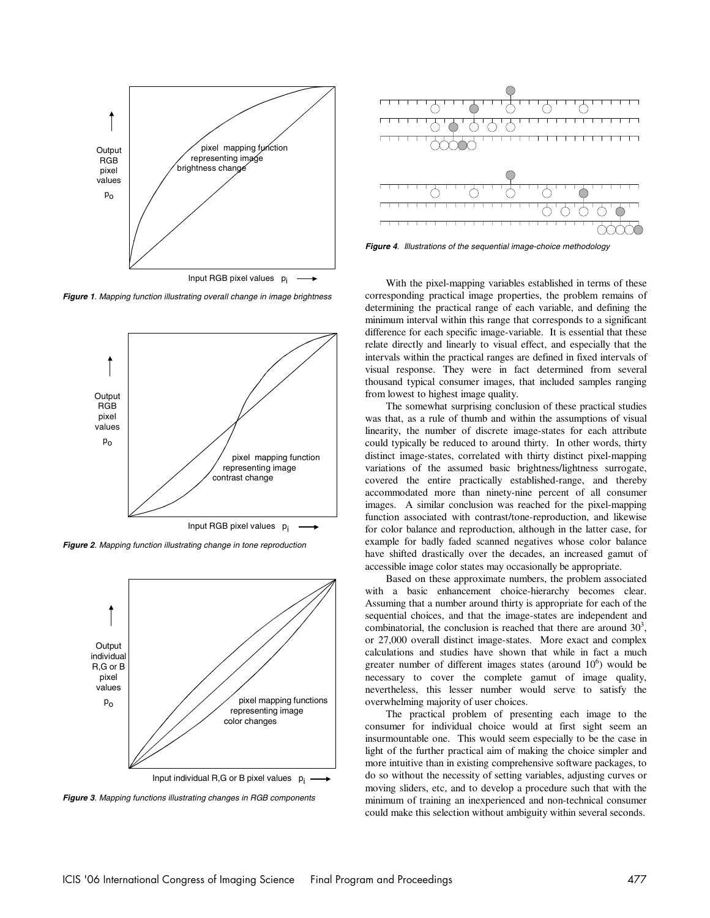*Figure 1. Mapping function illustrating overall change in image brightness*

*Figure 2. Mapping function illustrating change in tone reproduction*

*Figure 3. Mapping functions illustrating changes in RGB components*

*Figure 4. Illustrations of the sequential image-choice methodology*

With the pixel-mapping variables established in terms of these corresponding practical image properties, the problem remains of determining the practical range of each variable, and defining the minimum interval within this range that corresponds to a significant difference for each specific image-variable. It is essential that these relate directly and linearly to visual effect, and especially that the intervals within the practical ranges are defined in fixed intervals of visual response. They were in fact determined from several thousand typical consumer images, that included samples ranging from lowest to highest image quality.

The somewhat surprising conclusion of these practical studies was that, as a rule of thumb and within the assumptions of visual linearity, the number of discrete image-states for each attribute could typically be reduced to around thirty. In other words, thirty distinct image-states, correlated with thirty distinct pixel-mapping variations of the assumed basic brightness/lightness surrogate, covered the entire practically established-range, and thereby accommodated more than ninety-nine percent of all consumer images. A similar conclusion was reached for the pixel-mapping function associated with contrast/tone-reproduction, and likewise for color balance and reproduction, although in the latter case, for example for badly faded scanned negatives whose color balance have shifted drastically over the decades, an increased gamut of accessible image color states may occasionally be appropriate.

Based on these approximate numbers, the problem associated with a basic enhancement choice-hierarchy becomes clear. Assuming that a number around thirty is appropriate for each of the sequential choices, and that the image-states are independent and combinatorial, the conclusion is reached that there are around $30^3$, or 27,000 overall distinct image-states. More exact and complex calculations and studies have shown that while in fact a much greater number of different images states (around $10^6$) would be necessary to cover the complete gamut of image quality, nevertheless, this lesser number would serve to satisfy the overwhelming majority of user choices.

The practical problem of presenting each image to the consumer for individual choice would at first sight seem an insurmountable one. This would seem especially to be the case in light of the further practical aim of making the choice simpler and more intuitive than in existing comprehensive software packages, to do so without the necessity of setting variables, adjusting curves or moving sliders, etc, and to develop a procedure such that with the minimum of training an inexperienced and non-technical consumer could make this selection without ambiguity within several seconds.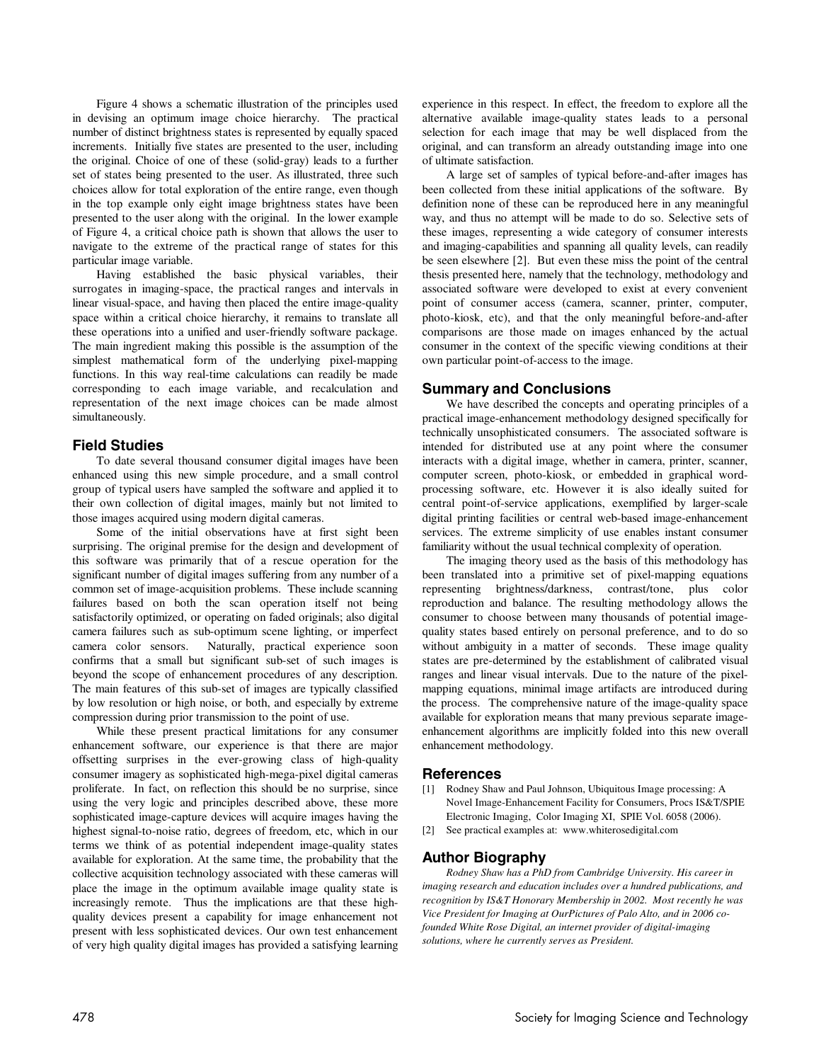Figure 4 shows a schematic illustration of the principles used in devising an optimum image choice hierarchy. The practical number of distinct brightness states is represented by equally spaced increments. Initially five states are presented to the user, including the original. Choice of one of these (solid-gray) leads to a further set of states being presented to the user. As illustrated, three such choices allow for total exploration of the entire range, even though in the top example only eight image brightness states have been presented to the user along with the original. In the lower example of Figure 4, a critical choice path is shown that allows the user to navigate to the extreme of the practical range of states for this particular image variable.

Having established the basic physical variables, their surrogates in imaging-space, the practical ranges and intervals in linear visual-space, and having then placed the entire image-quality space within a critical choice hierarchy, it remains to translate all these operations into a unified and user-friendly software package. The main ingredient making this possible is the assumption of the simplest mathematical form of the underlying pixel-mapping functions. In this way real-time calculations can readily be made corresponding to each image variable, and recalculation and representation of the next image choices can be made almost simultaneously.

## Field Studies

To date several thousand consumer digital images have been enhanced using this new simple procedure, and a small control group of typical users have sampled the software and applied it to their own collection of digital images, mainly but not limited to those images acquired using modern digital cameras.

Some of the initial observations have at first sight been surprising. The original premise for the design and development of this software was primarily that of a rescue operation for the significant number of digital images suffering from any number of a common set of image-acquisition problems. These include scanning failures based on both the scan operation itself not being satisfactorily optimized, or operating on faded originals; also digital camera failures such as sub-optimum scene lighting, or imperfect camera color sensors. Naturally, practical experience soon confirms that a small but significant sub-set of such images is beyond the scope of enhancement procedures of any description. The main features of this sub-set of images are typically classified by low resolution or high noise, or both, and especially by extreme compression during prior transmission to the point of use.

While these present practical limitations for any consumer enhancement software, our experience is that there are major offsetting surprises in the ever-growing class of high-quality consumer imagery as sophisticated high-mega-pixel digital cameras proliferate. In fact, on reflection this should be no surprise, since using the very logic and principles described above, these more sophisticated image-capture devices will acquire images having the highest signal-to-noise ratio, degrees of freedom, etc, which in our terms we think of as potential independent image-quality states available for exploration. At the same time, the probability that the collective acquisition technology associated with these cameras will place the image in the optimum available image quality state is increasingly remote. Thus the implications are that these high-quality devices present a capability for image enhancement not present with less sophisticated devices. Our own test enhancement of very high quality digital images has provided a satisfying learning experience in this respect. In effect, the freedom to explore all the alternative available image-quality states leads to a personal selection for each image that may be well displaced from the original, and can transform an already outstanding image into one of ultimate satisfaction.

A large set of samples of typical before-and-after images has been collected from these initial applications of the software. By definition none of these can be reproduced here in any meaningful way, and thus no attempt will be made to do so. Selective sets of these images, representing a wide category of consumer interests and imaging-capabilities and spanning all quality levels, can readily be seen elsewhere [2]. But even these miss the point of the central thesis presented here, namely that the technology, methodology and associated software were developed to exist at every convenient point of consumer access (camera, scanner, printer, computer, photo-kiosk, etc), and that the only meaningful before-and-after comparisons are those made on images enhanced by the actual consumer in the context of the specific viewing conditions at their own particular point-of-access to the image.

## Summary and Conclusions

We have described the concepts and operating principles of a practical image-enhancement methodology designed specifically for technically unsophisticated consumers. The associated software is intended for distributed use at any point where the consumer interacts with a digital image, whether in camera, printer, scanner, computer screen, photo-kiosk, or embedded in graphical word-processing software, etc. However it is also ideally suited for central point-of-service applications, exemplified by larger-scale digital printing facilities or central web-based image-enhancement services. The extreme simplicity of use enables instant consumer familiarity without the usual technical complexity of operation.

The imaging theory used as the basis of this methodology has been translated into a primitive set of pixel-mapping equations representing brightness/darkness, contrast/tone, plus color reproduction and balance. The resulting methodology allows the consumer to choose between many thousands of potential image-quality states based entirely on personal preference, and to do so without ambiguity in a matter of seconds. These image quality states are pre-determined by the establishment of calibrated visual ranges and linear visual intervals. Due to the nature of the pixel-mapping equations, minimal image artifacts are introduced during the process. The comprehensive nature of the image-quality space available for exploration means that many previous separate image-enhancement algorithms are implicitly folded into this new overall enhancement methodology.

## References

[1] Rodney Shaw and Paul Johnson, Ubiquitous Image processing: A Novel Image-Enhancement Facility for Consumers, Procs IS&T/SPIE Electronic Imaging, Color Imaging XI, SPIE Vol. 6058 (2006).

[2] See practical examples at: www.whiterosedigital.com

## Author Biography

*Rodney Shaw has a PhD from Cambridge University. His career in imaging research and education includes over a hundred publications, and recognition by IS&T Honorary Membership in 2002. Most recently he was Vice President for Imaging at OurPictures of Palo Alto, and in 2006 co-founded White Rose Digital, an internet provider of digital-imaging solutions, where he currently serves as President.*